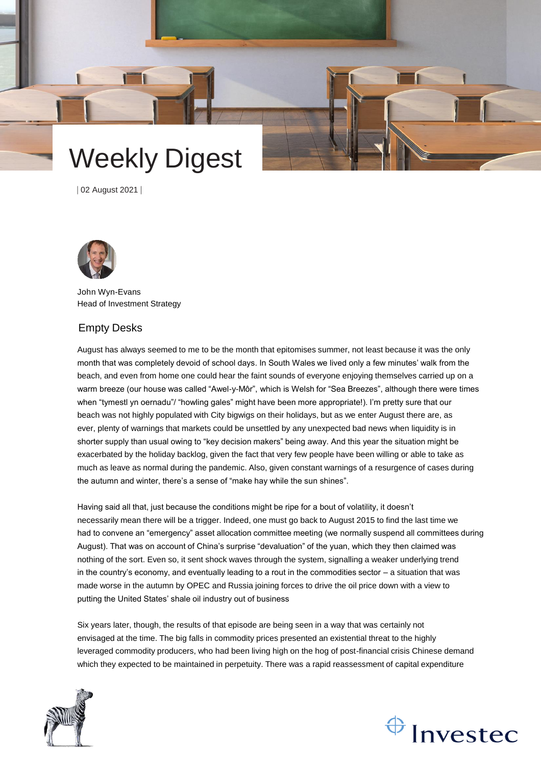# Weekly Digest

| 02 August 2021 |

John Wyn-Evans
Head of Investment Strategy

## Empty Desks

August has always seemed to me to be the month that epitomises summer, not least because it was the only month that was completely devoid of school days. In South Wales we lived only a few minutes' walk from the beach, and even from home one could hear the faint sounds of everyone enjoying themselves carried up on a warm breeze (our house was called "Awel-y-Môr", which is Welsh for "Sea Breezes", although there were times when "tymestl yn oernadu"/ "howling gales" might have been more appropriate!). I'm pretty sure that our beach was not highly populated with City bigwigs on their holidays, but as we enter August there are, as ever, plenty of warnings that markets could be unsettled by any unexpected bad news when liquidity is in shorter supply than usual owing to "key decision makers" being away. And this year the situation might be exacerbated by the holiday backlog, given the fact that very few people have been willing or able to take as much as leave as normal during the pandemic. Also, given constant warnings of a resurgence of cases during the autumn and winter, there's a sense of "make hay while the sun shines".

Having said all that, just because the conditions might be ripe for a bout of volatility, it doesn't necessarily mean there will be a trigger. Indeed, one must go back to August 2015 to find the last time we had to convene an "emergency" asset allocation committee meeting (we normally suspend all committees during August). That was on account of China's surprise "devaluation" of the yuan, which they then claimed was nothing of the sort. Even so, it sent shock waves through the system, signalling a weaker underlying trend in the country's economy, and eventually leading to a rout in the commodities sector – a situation that was made worse in the autumn by OPEC and Russia joining forces to drive the oil price down with a view to putting the United States' shale oil industry out of business

Six years later, though, the results of that episode are being seen in a way that was certainly not envisaged at the time. The big falls in commodity prices presented an existential threat to the highly leveraged commodity producers, who had been living high on the hog of post-financial crisis Chinese demand which they expected to be maintained in perpetuity. There was a rapid reassessment of capital expenditure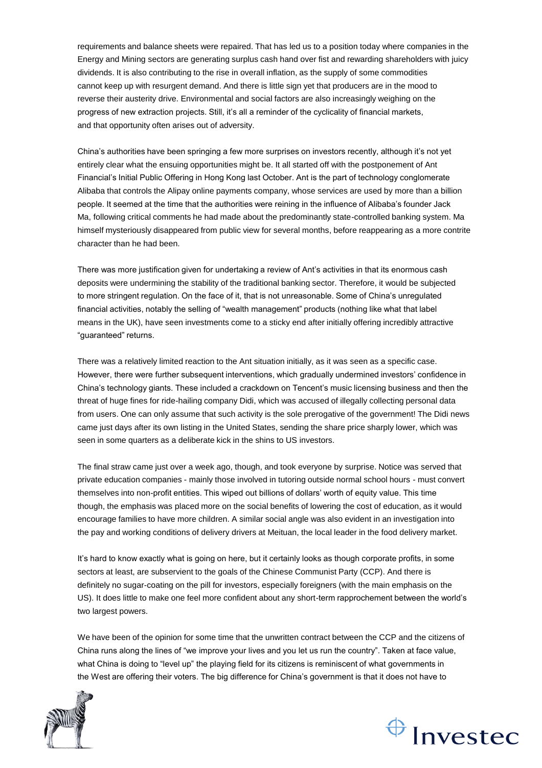requirements and balance sheets were repaired. That has led us to a position today where companies in the Energy and Mining sectors are generating surplus cash hand over fist and rewarding shareholders with juicy dividends. It is also contributing to the rise in overall inflation, as the supply of some commodities cannot keep up with resurgent demand. And there is little sign yet that producers are in the mood to reverse their austerity drive. Environmental and social factors are also increasingly weighing on the progress of new extraction projects. Still, it's all a reminder of the cyclicality of financial markets, and that opportunity often arises out of adversity.

China's authorities have been springing a few more surprises on investors recently, although it's not yet entirely clear what the ensuing opportunities might be. It all started off with the postponement of Ant Financial's Initial Public Offering in Hong Kong last October. Ant is the part of technology conglomerate Alibaba that controls the Alipay online payments company, whose services are used by more than a billion people. It seemed at the time that the authorities were reining in the influence of Alibaba's founder Jack Ma, following critical comments he had made about the predominantly state-controlled banking system. Ma himself mysteriously disappeared from public view for several months, before reappearing as a more contrite character than he had been.

There was more justification given for undertaking a review of Ant's activities in that its enormous cash deposits were undermining the stability of the traditional banking sector. Therefore, it would be subjected to more stringent regulation. On the face of it, that is not unreasonable. Some of China's unregulated financial activities, notably the selling of "wealth management" products (nothing like what that label means in the UK), have seen investments come to a sticky end after initially offering incredibly attractive "guaranteed" returns.

There was a relatively limited reaction to the Ant situation initially, as it was seen as a specific case. However, there were further subsequent interventions, which gradually undermined investors' confidence in China's technology giants. These included a crackdown on Tencent's music licensing business and then the threat of huge fines for ride-hailing company Didi, which was accused of illegally collecting personal data from users. One can only assume that such activity is the sole prerogative of the government! The Didi news came just days after its own listing in the United States, sending the share price sharply lower, which was seen in some quarters as a deliberate kick in the shins to US investors.

The final straw came just over a week ago, though, and took everyone by surprise. Notice was served that private education companies - mainly those involved in tutoring outside normal school hours - must convert themselves into non-profit entities. This wiped out billions of dollars' worth of equity value. This time though, the emphasis was placed more on the social benefits of lowering the cost of education, as it would encourage families to have more children. A similar social angle was also evident in an investigation into the pay and working conditions of delivery drivers at Meituan, the local leader in the food delivery market.

It's hard to know exactly what is going on here, but it certainly looks as though corporate profits, in some sectors at least, are subservient to the goals of the Chinese Communist Party (CCP). And there is definitely no sugar-coating on the pill for investors, especially foreigners (with the main emphasis on the US). It does little to make one feel more confident about any short-term rapprochement between the world's two largest powers.

We have been of the opinion for some time that the unwritten contract between the CCP and the citizens of China runs along the lines of "we improve your lives and you let us run the country". Taken at face value, what China is doing to "level up" the playing field for its citizens is reminiscent of what governments in the West are offering their voters. The big difference for China's government is that it does not have to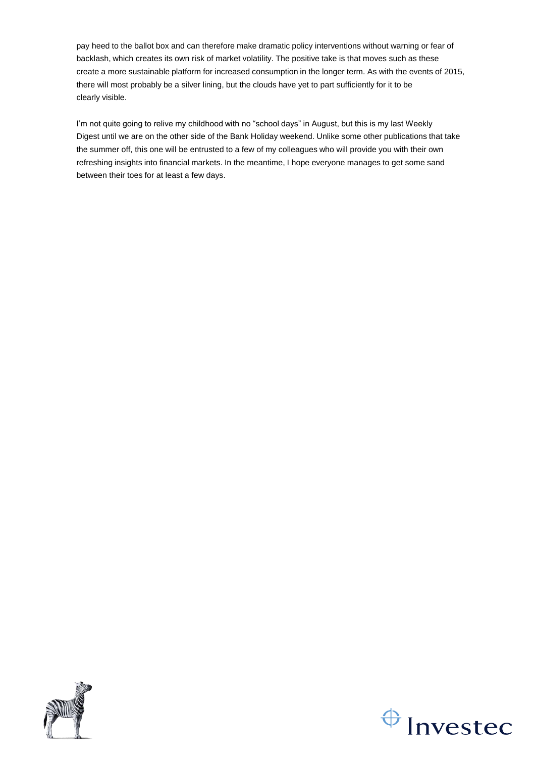pay heed to the ballot box and can therefore make dramatic policy interventions without warning or fear of backlash, which creates its own risk of market volatility. The positive take is that moves such as these create a more sustainable platform for increased consumption in the longer term. As with the events of 2015, there will most probably be a silver lining, but the clouds have yet to part sufficiently for it to be clearly visible.

I'm not quite going to relive my childhood with no "school days" in August, but this is my last Weekly Digest until we are on the other side of the Bank Holiday weekend. Unlike some other publications that take the summer off, this one will be entrusted to a few of my colleagues who will provide you with their own refreshing insights into financial markets. In the meantime, I hope everyone manages to get some sand between their toes for at least a few days.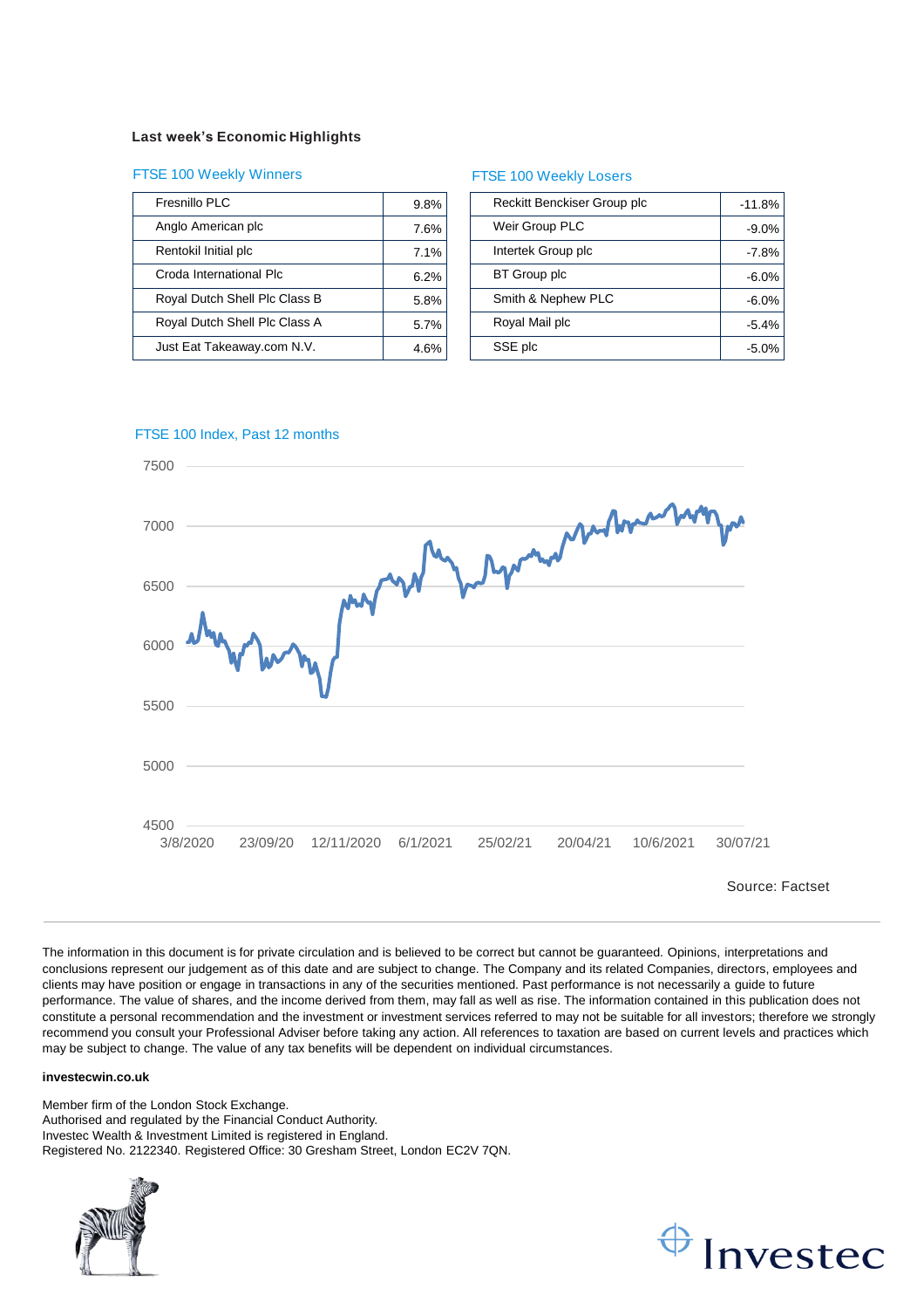**Last week's Economic Highlights**

FTSE 100 Weekly Winners

| | |
|---|---|
| Fresnillo PLC | 9.8% |
| Anglo American plc | 7.6% |
| Rentokil Initial plc | 7.1% |
| Croda International Plc | 6.2% |
| Royal Dutch Shell Plc Class B | 5.8% |
| Royal Dutch Shell Plc Class A | 5.7% |
| Just Eat Takeaway.com N.V. | 4.6% |

FTSE 100 Weekly Losers

| | |
|---|---|
| Reckitt Benckiser Group plc | -11.8% |
| Weir Group PLC | -9.0% |
| Intertek Group plc | -7.8% |
| BT Group plc | -6.0% |
| Smith & Nephew PLC | -6.0% |
| Royal Mail plc | -5.4% |
| SSE plc | -5.0% |

FTSE 100 Index, Past 12 months

7500
7000
6500
6000
5500
5000
4500
3/8/2020 23/09/20 12/11/2020 6/1/2021 25/02/21 20/04/21 10/6/2021 30/07/21

Source: Factset

The information in this document is for private circulation and is believed to be correct but cannot be guaranteed. Opinions, interpretations and conclusions represent our judgement as of this date and are subject to change. The Company and its related Companies, directors, employees and clients may have position or engage in transactions in any of the securities mentioned. Past performance is not necessarily a guide to future performance. The value of shares, and the income derived from them, may fall as well as rise. The information contained in this publication does not constitute a personal recommendation and the investment or investment services referred to may not be suitable for all investors; therefore we strongly recommend you consult your Professional Adviser before taking any action. All references to taxation are based on current levels and practices which may be subject to change. The value of any tax benefits will be dependent on individual circumstances.

**investecwin.co.uk**

Member firm of the London Stock Exchange.
Authorised and regulated by the Financial Conduct Authority.
Investec Wealth & Investment Limited is registered in England.
Registered No. 2122340. Registered Office: 30 Gresham Street, London EC2V 7QN.

Investec